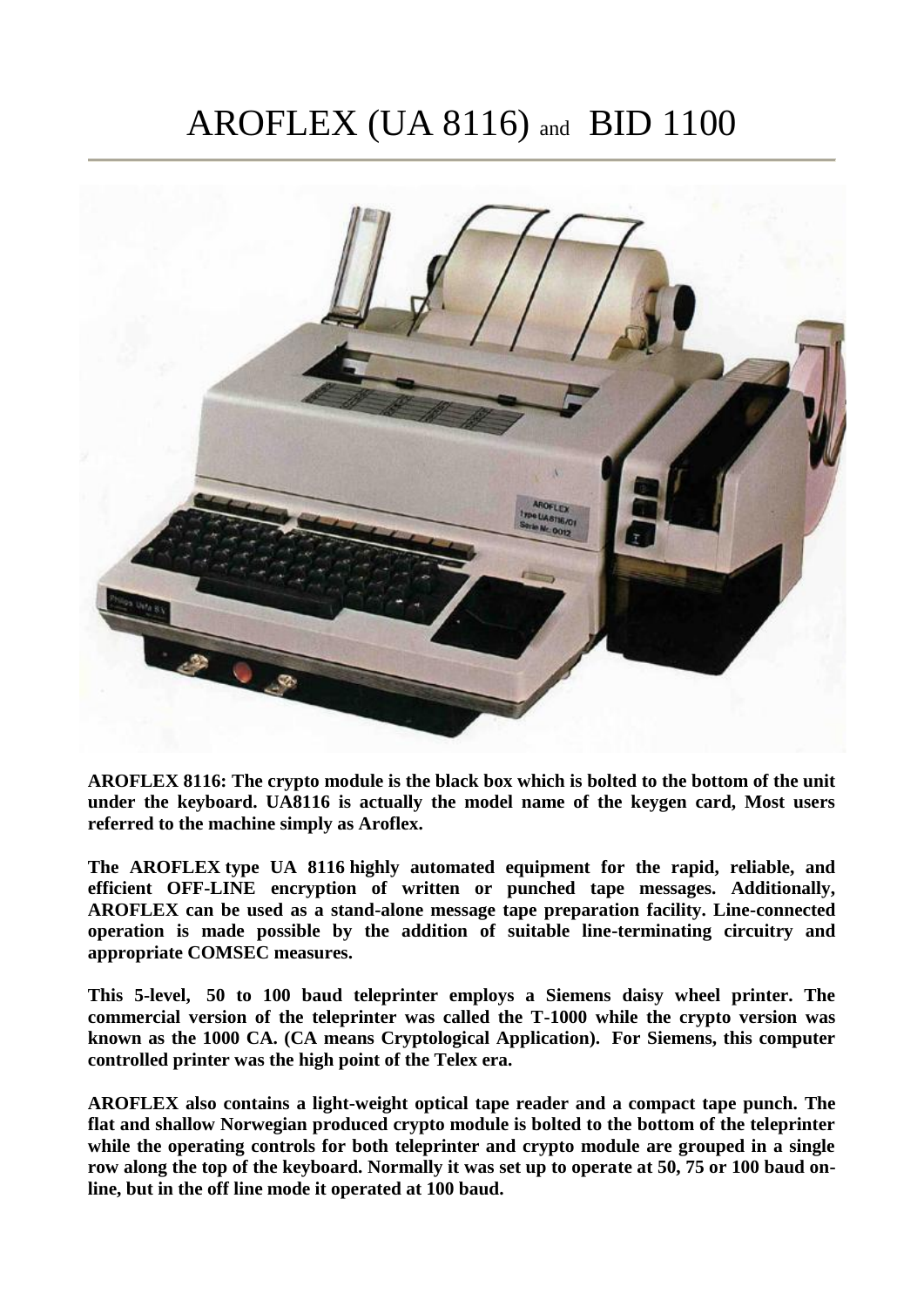# AROFLEX (UA 8116) and BID 1100

**AROFLEX 8116: The crypto module is the black box which is bolted to the bottom of the unit under the keyboard. UA8116 is actually the model name of the keygen card, Most users referred to the machine simply as Aroflex.**

**The AROFLEX type UA 8116 highly automated equipment for the rapid, reliable, and efficient OFF-LINE encryption of written or punched tape messages. Additionally, AROFLEX can be used as a stand-alone message tape preparation facility. Line-connected operation is made possible by the addition of suitable line-terminating circuitry and appropriate COMSEC measures.**

**This 5-level, 50 to 100 baud teleprinter employs a Siemens daisy wheel printer. The commercial version of the teleprinter was called the T-1000 while the crypto version was known as the 1000 CA. (CA means Cryptological Application). For Siemens, this computer controlled printer was the high point of the Telex era.**

**AROFLEX also contains a light-weight optical tape reader and a compact tape punch. The flat and shallow Norwegian produced crypto module is bolted to the bottom of the teleprinter while the operating controls for both teleprinter and crypto module are grouped in a single row along the top of the keyboard. Normally it was set up to operate at 50, 75 or 100 baud on-line, but in the off line mode it operated at 100 baud.**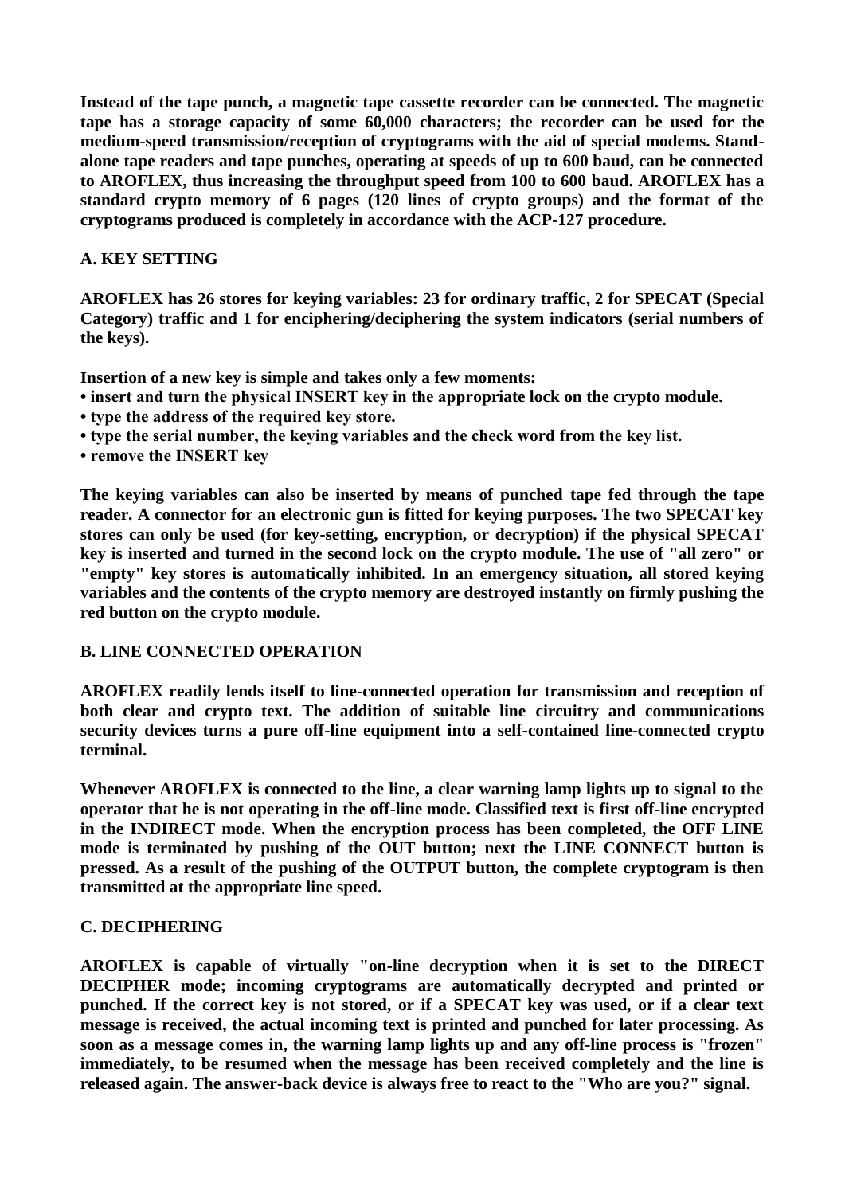**Instead of the tape punch, a magnetic tape cassette recorder can be connected. The magnetic tape has a storage capacity of some 60,000 characters; the recorder can be used for the medium-speed transmission/reception of cryptograms with the aid of special modems. Stand-alone tape readers and tape punches, operating at speeds of up to 600 baud, can be connected to AROFLEX, thus increasing the throughput speed from 100 to 600 baud. AROFLEX has a standard crypto memory of 6 pages (120 lines of crypto groups) and the format of the cryptograms produced is completely in accordance with the ACP-127 procedure.**

## A. KEY SETTING

**AROFLEX has 26 stores for keying variables: 23 for ordinary traffic, 2 for SPECAT (Special Category) traffic and 1 for enciphering/deciphering the system indicators (serial numbers of the keys).**

**Insertion of a new key is simple and takes only a few moments:**

- **insert and turn the physical INSERT key in the appropriate lock on the crypto module.**
- **type the address of the required key store.**
- **type the serial number, the keying variables and the check word from the key list.**
- **remove the INSERT key**

**The keying variables can also be inserted by means of punched tape fed through the tape reader. A connector for an electronic gun is fitted for keying purposes. The two SPECAT key stores can only be used (for key-setting, encryption, or decryption) if the physical SPECAT key is inserted and turned in the second lock on the crypto module. The use of "all zero" or "empty" key stores is automatically inhibited. In an emergency situation, all stored keying variables and the contents of the crypto memory are destroyed instantly on firmly pushing the red button on the crypto module.**

## B. LINE CONNECTED OPERATION

**AROFLEX readily lends itself to line-connected operation for transmission and reception of both clear and crypto text. The addition of suitable line circuitry and communications security devices turns a pure off-line equipment into a self-contained line-connected crypto terminal.**

**Whenever AROFLEX is connected to the line, a clear warning lamp lights up to signal to the operator that he is not operating in the off-line mode. Classified text is first off-line encrypted in the INDIRECT mode. When the encryption process has been completed, the OFF LINE mode is terminated by pushing of the OUT button; next the LINE CONNECT button is pressed. As a result of the pushing of the OUTPUT button, the complete cryptogram is then transmitted at the appropriate line speed.**

## C. DECIPHERING

**AROFLEX is capable of virtually "on-line decryption when it is set to the DIRECT DECIPHER mode; incoming cryptograms are automatically decrypted and printed or punched. If the correct key is not stored, or if a SPECAT key was used, or if a clear text message is received, the actual incoming text is printed and punched for later processing. As soon as a message comes in, the warning lamp lights up and any off-line process is "frozen" immediately, to be resumed when the message has been received completely and the line is released again. The answer-back device is always free to react to the "Who are you?" signal.**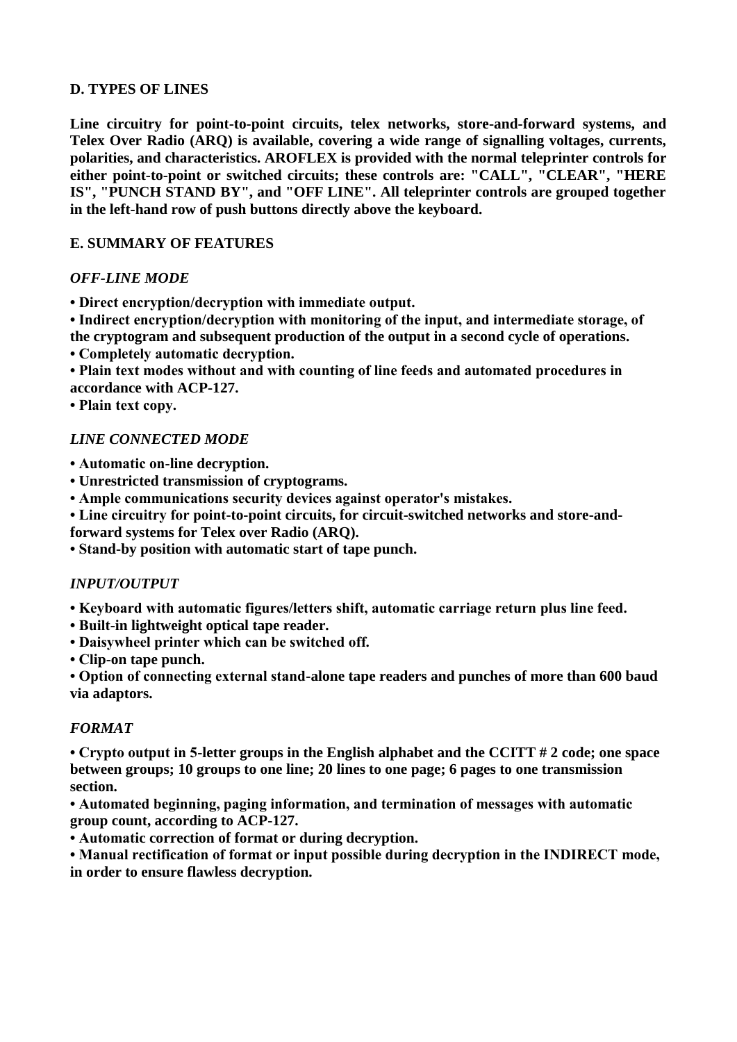## D. TYPES OF LINES

**Line circuitry for point-to-point circuits, telex networks, store-and-forward systems, and Telex Over Radio (ARQ) is available, covering a wide range of signalling voltages, currents, polarities, and characteristics. AROFLEX is provided with the normal teleprinter controls for either point-to-point or switched circuits; these controls are: "CALL", "CLEAR", "HERE IS", "PUNCH STAND BY", and "OFF LINE". All teleprinter controls are grouped together in the left-hand row of push buttons directly above the keyboard.**

## E. SUMMARY OF FEATURES

### *OFF-LINE MODE*

- **Direct encryption/decryption with immediate output.**
- **Indirect encryption/decryption with monitoring of the input, and intermediate storage, of the cryptogram and subsequent production of the output in a second cycle of operations.**
- **Completely automatic decryption.**
- **Plain text modes without and with counting of line feeds and automated procedures in accordance with ACP-127.**
- **Plain text copy.**

### *LINE CONNECTED MODE*

- **Automatic on-line decryption.**
- **Unrestricted transmission of cryptograms.**
- **Ample communications security devices against operator's mistakes.**
- **Line circuitry for point-to-point circuits, for circuit-switched networks and store-and-forward systems for Telex over Radio (ARQ).**
- **Stand-by position with automatic start of tape punch.**

### *INPUT/OUTPUT*

- **Keyboard with automatic figures/letters shift, automatic carriage return plus line feed.**
- **Built-in lightweight optical tape reader.**
- **Daisywheel printer which can be switched off.**
- **Clip-on tape punch.**
- **Option of connecting external stand-alone tape readers and punches of more than 600 baud via adaptors.**

### *FORMAT*

- **Crypto output in 5-letter groups in the English alphabet and the CCITT # 2 code; one space between groups; 10 groups to one line; 20 lines to one page; 6 pages to one transmission section.**
- **Automated beginning, paging information, and termination of messages with automatic group count, according to ACP-127.**
- **Automatic correction of format or during decryption.**
- **Manual rectification of format or input possible during decryption in the INDIRECT mode, in order to ensure flawless decryption.**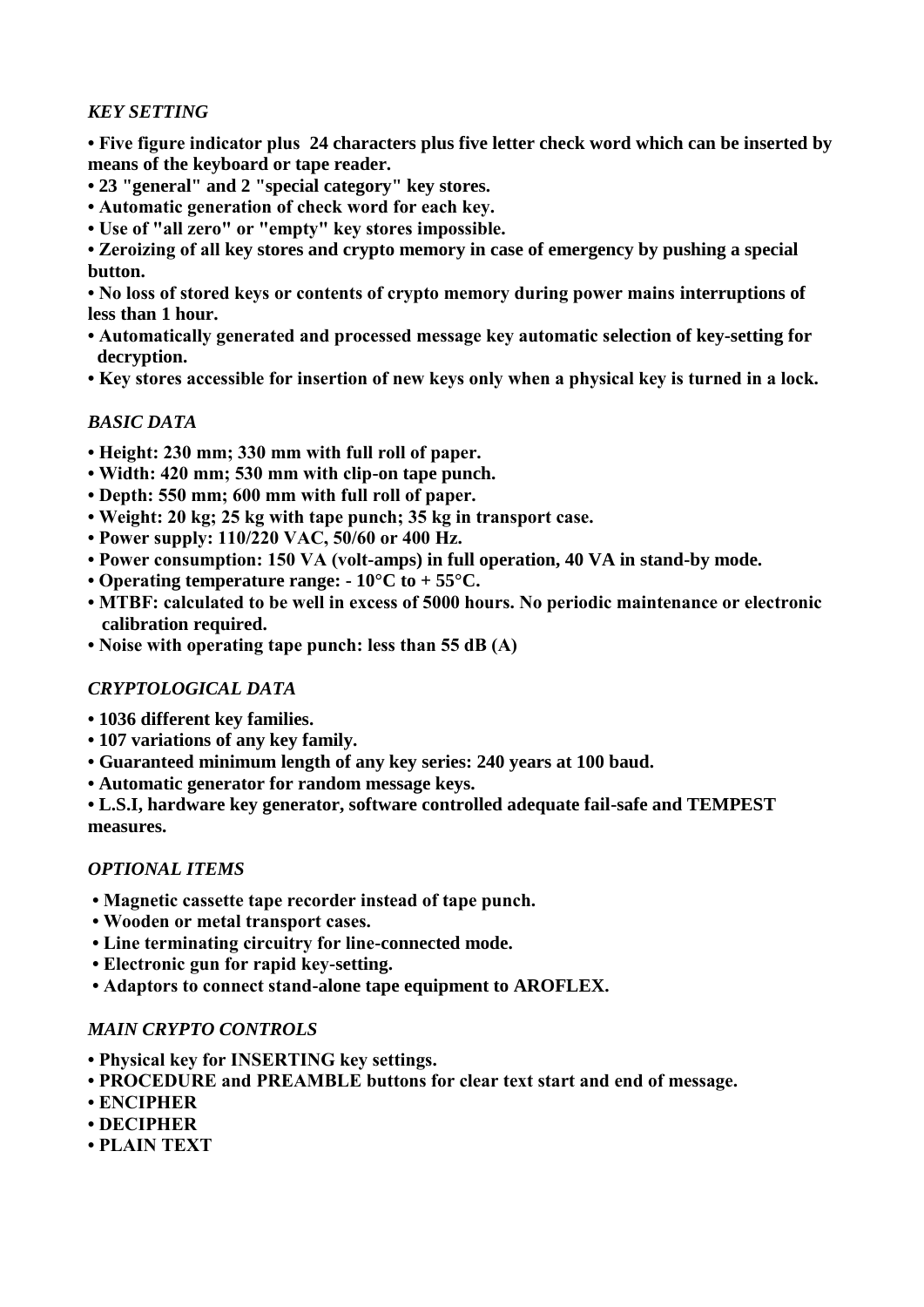### *KEY SETTING*

- **Five figure indicator plus 24 characters plus five letter check word which can be inserted by means of the keyboard or tape reader.**
- **23 "general" and 2 "special category" key stores.**
- **Automatic generation of check word for each key.**
- **Use of "all zero" or "empty" key stores impossible.**
- **Zeroizing of all key stores and crypto memory in case of emergency by pushing a special button.**
- **No loss of stored keys or contents of crypto memory during power mains interruptions of less than 1 hour.**
- **Automatically generated and processed message key automatic selection of key-setting for decryption.**
- **Key stores accessible for insertion of new keys only when a physical key is turned in a lock.**

### *BASIC DATA*

- **Height: 230 mm; 330 mm with full roll of paper.**
- **Width: 420 mm; 530 mm with clip-on tape punch.**
- **Depth: 550 mm; 600 mm with full roll of paper.**
- **Weight: 20 kg; 25 kg with tape punch; 35 kg in transport case.**
- **Power supply: 110/220 VAC, 50/60 or 400 Hz.**
- **Power consumption: 150 VA (volt-amps) in full operation, 40 VA in stand-by mode.**
- **Operating temperature range: - 10°C to + 55°C.**
- **MTBF: calculated to be well in excess of 5000 hours. No periodic maintenance or electronic calibration required.**
- **Noise with operating tape punch: less than 55 dB (A)**

### *CRYPTOLOGICAL DATA*

- **1036 different key families.**
- **107 variations of any key family.**
- **Guaranteed minimum length of any key series: 240 years at 100 baud.**
- **Automatic generator for random message keys.**
- **L.S.I, hardware key generator, software controlled adequate fail-safe and TEMPEST measures.**

### *OPTIONAL ITEMS*

- **Magnetic cassette tape recorder instead of tape punch.**
- **Wooden or metal transport cases.**
- **Line terminating circuitry for line-connected mode.**
- **Electronic gun for rapid key-setting.**
- **Adaptors to connect stand-alone tape equipment to AROFLEX.**

### *MAIN CRYPTO CONTROLS*

- **Physical key for INSERTING key settings.**
- **PROCEDURE and PREAMBLE buttons for clear text start and end of message.**
- **ENCIPHER**
- **DECIPHER**
- **PLAIN TEXT**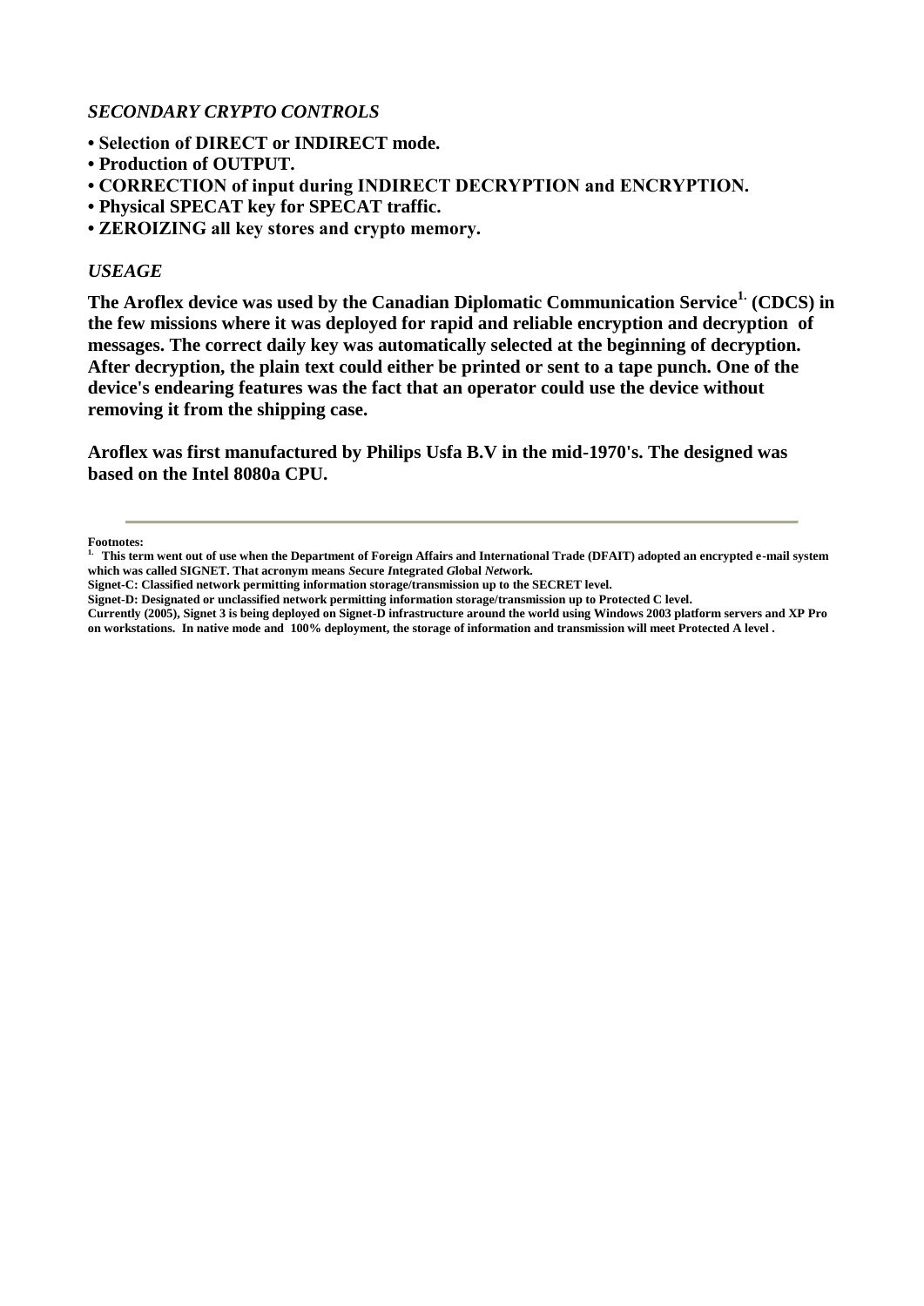*SECONDARY CRYPTO CONTROLS*

- **Selection of DIRECT or INDIRECT mode.**
- **Production of OUTPUT.**
- **CORRECTION of input during INDIRECT DECRYPTION and ENCRYPTION.**
- **Physical SPECAT key for SPECAT traffic.**
- **ZEROIZING all key stores and crypto memory.**

*USEAGE*

**The Aroflex device was used by the Canadian Diplomatic Communication Service[1.] (CDCS) in the few missions where it was deployed for rapid and reliable encryption and decryption of messages. The correct daily key was automatically selected at the beginning of decryption. After decryption, the plain text could either be printed or sent to a tape punch. One of the device's endearing features was the fact that an operator could use the device without removing it from the shipping case.**

**Aroflex was first manufactured by Philips Usfa B.V in the mid-1970's. The designed was based on the Intel 8080a CPU.**

---

**Footnotes:**

**[1.] This term went out of use when the Department of Foreign Affairs and International Trade (DFAIT) adopted an encrypted e-mail system which was called SIGNET. That acronym means *S*ecure *I*ntegrated *G*lobal *Net*work.**

**Signet-C: Classified network permitting information storage/transmission up to the SECRET level.**

**Signet-D: Designated or unclassified network permitting information storage/transmission up to Protected C level.**

**Currently (2005), Signet 3 is being deployed on Signet-D infrastructure around the world using Windows 2003 platform servers and XP Pro on workstations. In native mode and 100% deployment, the storage of information and transmission will meet Protected A level .**